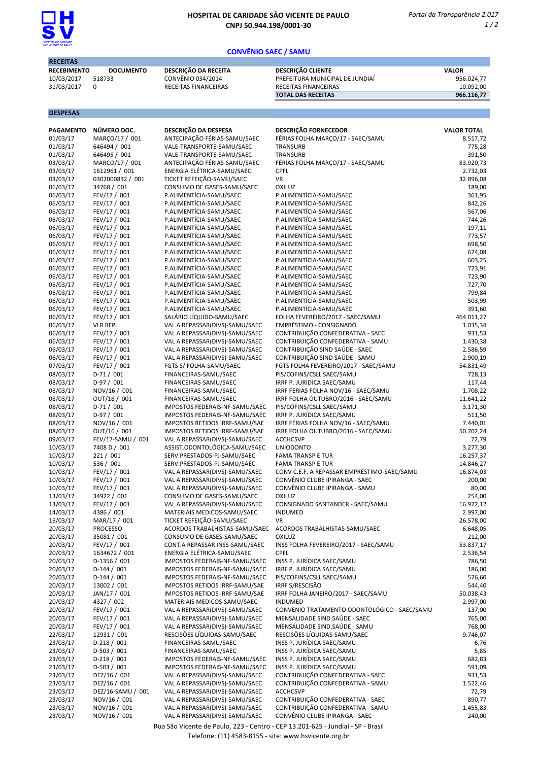# HOSPITAL DE CARIDADE SÃO VICENTE DE PAULO

**CNPJ 50.944.198/0001-30**

*Portal da Transparência 2.017*

## CONVÊNIO SAEC / SAMU

### RECEITAS

| RECEBIMENTO | DOCUMENTO | DESCRIÇÃO DA RECEITA | DESCRIÇÃO CLIENTE | VALOR |
|---|---|---|---|---|
| 10/03/2017 | 518733 | CONVÊNIO 034/2014 | PREFEITURA MUNICIPAL DE JUNDIAÍ | 956.024,77 |
| 31/03/2017 | 0 | RECEITAS FINANCEIRAS | RECEITAS FINANCEIRAS | 10.092,00 |
| | | | **TOTAL DAS RECEITAS** | **966.116,77** |

### DESPESAS

| PAGAMENTO | NÚMERO DOC. | DESCRIÇÃO DA DESPESA | DESCRIÇÃO FORNECEDOR | VALOR TOTAL |
|---|---|---|---|---|
| 01/03/17 | MARÇO/17 / 001 | ANTECIPAÇÃO FÉRIAS-SAMU/SAEC | FÉRIAS FOLHA MARÇO/17 - SAEC/SAMU | 8.517,72 |
| 01/03/17 | 646494 / 001 | VALE-TRANSPORTE-SAMU/SAEC | TRANSURB | 775,28 |
| 01/03/17 | 646495 / 001 | VALE-TRANSPORTE-SAMU/SAEC | TRANSURB | 391,50 |
| 03/03/17 | MARCO/17 / 001 | ANTECIPAÇÃO FÉRIAS-SAMU/SAEC | FÉRIAS FOLHA MARÇO/17 - SAEC/SAMU | 83.920,73 |
| 03/03/17 | 1612961 / 001 | ENERGIA ELÉTRICA-SAMU/SAEC | CPFL | 2.732,03 |
| 03/03/17 | 0302000832 / 001 | TICKET REFEIÇÃO-SAMU/SAEC | VR | 32.896,08 |
| 06/03/17 | 34768 / 001 | CONSUMO DE GASES-SAMU/SAEC | OXILUZ | 189,00 |
| 06/03/17 | FEV/17 / 001 | P.ALIMENTÍCIA-SAMU/SAEC | P.ALIMENTÍCIA-SAMU/SAEC | 361,95 |
| 06/03/17 | FEV/17 / 001 | P.ALIMENTÍCIA-SAMU/SAEC | P.ALIMENTÍCIA-SAMU/SAEC | 842,26 |
| 06/03/17 | FEV/17 / 001 | P.ALIMENTÍCIA-SAMU/SAEC | P.ALIMENTÍCIA-SAMU/SAEC | 567,06 |
| 06/03/17 | FEV/17 / 001 | P.ALIMENTÍCIA-SAMU/SAEC | P.ALIMENTÍCIA-SAMU/SAEC | 744,26 |
| 06/03/17 | FEV/17 / 001 | P.ALIMENTÍCIA-SAMU/SAEC | P.ALIMENTÍCIA-SAMU/SAEC | 197,11 |
| 06/03/17 | FEV/17 / 001 | P.ALIMENTÍCIA-SAMU/SAEC | P.ALIMENTÍCIA-SAMU/SAEC | 773,57 |
| 06/03/17 | FEV/17 / 001 | P.ALIMENTÍCIA-SAMU/SAEC | P.ALIMENTÍCIA-SAMU/SAEC | 698,50 |
| 06/03/17 | FEV/17 / 001 | P.ALIMENTÍCIA-SAMU/SAEC | P.ALIMENTÍCIA-SAMU/SAEC | 674,08 |
| 06/03/17 | FEV/17 / 001 | P.ALIMENTÍCIA-SAMU/SAEC | P.ALIMENTÍCIA-SAMU/SAEC | 603,25 |
| 06/03/17 | FEV/17 / 001 | P.ALIMENTÍCIA-SAMU/SAEC | P.ALIMENTÍCIA-SAMU/SAEC | 723,91 |
| 06/03/17 | FEV/17 / 001 | P.ALIMENTÍCIA-SAMU/SAEC | P.ALIMENTÍCIA-SAMU/SAEC | 723,90 |
| 06/03/17 | FEV/17 / 001 | P.ALIMENTÍCIA-SAMU/SAEC | P.ALIMENTÍCIA-SAMU/SAEC | 727,70 |
| 06/03/17 | FEV/17 / 001 | P.ALIMENTÍCIA-SAMU/SAEC | P.ALIMENTÍCIA-SAMU/SAEC | 799,84 |
| 06/03/17 | FEV/17 / 001 | P.ALIMENTÍCIA-SAMU/SAEC | P.ALIMENTÍCIA-SAMU/SAEC | 503,99 |
| 06/03/17 | FEV/17 / 001 | P.ALIMENTÍCIA-SAMU/SAEC | P.ALIMENTÍCIA-SAMU/SAEC | 391,60 |
| 06/03/17 | FEV/17 / 001 | SALÁRIO LÍQUIDO-SAMU/SAEC | FOLHA FEVEREIRO/2017 - SAEC/SAMU | 464.011,27 |
| 06/03/17 | VLR REP. | VAL A REPASSAR(DIVS)-SAMU/SAEC | EMPRÉSTIMO - CONSIGNADO | 1.035,34 |
| 06/03/17 | FEV/17 / 001 | VAL A REPASSAR(DIVS)-SAMU/SAEC | CONTRIBUIÇÃO CONFEDERATIVA - SAEC | 931,53 |
| 06/03/17 | FEV/17 / 001 | VAL A REPASSAR(DIVS)-SAMU/SAEC | CONTRIBUIÇÃO CONFEDERATIVA - SAMU | 1.430,38 |
| 06/03/17 | FEV/17 / 001 | VAL A REPASSAR(DIVS)-SAMU/SAEC | CONTRIBUIÇÃO SIND SAÚDE - SAEC | 2.586,59 |
| 06/03/17 | FEV/17 / 001 | VAL A REPASSAR(DIVS)-SAMU/SAEC | CONTRIBUIÇÃO SIND SAÚDE - SAMU | 2.900,19 |
| 07/03/17 | FEV/17 / 001 | FGTS S/ FOLHA-SAMU/SAEC | FGTS FOLHA FEVEREIRO/2017 - SAEC/SAMU | 54.831,49 |
| 08/03/17 | D-71 / 001 | FINANCEIRAS-SAMU/SAEC | PIS/COFINS/CSLL SAEC/SAMU | 728,13 |
| 08/03/17 | D-97 / 001 | FINANCEIRAS-SAMU/SAEC | IRRF P. JURIDICA SAEC/SAMU | 117,44 |
| 08/03/17 | NOV/16 / 001 | FINANCEIRAS-SAMU/SAEC | IRRF FERIAS FOLHA NOV/16 - SAEC/SAMU | 1.708,22 |
| 08/03/17 | OUT/16 / 001 | FINANCEIRAS-SAMU/SAEC | IRRF FOLHA OUTUBRO/2016 - SAEC/SAMU | 11.641,22 |
| 08/03/17 | D-71 / 001 | IMPOSTOS FEDERAIS-NF-SAMU/SAEC | PIS/COFINS/CSLL SAEC/SAMU | 3.171,30 |
| 08/03/17 | D-97 / 001 | IMPOSTOS FEDERAIS-NF-SAMU/SAEC | IRRF P. JURÍDICA SAEC/SAMU | 511,50 |
| 08/03/17 | NOV/16 / 001 | IMPOSTOS RETIDOS IRRF-SAMU/SAE | IRRF FÉRIAS FOLHA NOV/16 - SAEC/SAMU | 7.440,01 |
| 08/03/17 | OUT/16 / 001 | IMPOSTOS RETIDOS IRRF-SAMU/SAE | IRRF FOLHA OUTUBRO/2016 - SAEC/SAMU | 50.702,24 |
| 09/03/17 | FEV/17-SAMU / 001 | VAL A REPASSAR(DIVS)-SAMU/SAEC | ACCHCSVP | 72,79 |
| 10/03/17 | 7408 D / 001 | ASSIST.ODONTOLÓGICA-SAMU/SAEC | UNIODONTO | 3.277,30 |
| 10/03/17 | 221 / 001 | SERV.PRESTADOS-PJ-SAMU/SAEC | FAMA TRANSP E TUR | 16.257,37 |
| 10/03/17 | 536 / 001 | SERV.PRESTADOS-PJ-SAMU/SAEC | FAMA TRANSP E TUR | 14.846,27 |
| 10/03/17 | FEV/17 / 001 | VAL A REPASSAR(DIVS)-SAMU/SAEC | CONV C.E.F. A REPASSAR EMPRÉSTIMO-SAEC/SAMU | 16.874,03 |
| 10/03/17 | FEV/17 / 001 | VAL A REPASSAR(DIVS)-SAMU/SAEC | CONVÊNIO CLUBE IPIRANGA - SAEC | 200,00 |
| 10/03/17 | FEV/17 / 001 | VAL A REPASSAR(DIVS)-SAMU/SAEC | CONVÊNIO CLUBE IPIRANGA - SAMU | 80,00 |
| 13/03/17 | 34922 / 001 | CONSUMO DE GASES-SAMU/SAEC | OXILUZ | 254,00 |
| 13/03/17 | FEV/17 / 001 | VAL A REPASSAR(DIVS)-SAMU/SAEC | CONSIGNADO SANTANDER - SAEC/SAMU | 16.972,12 |
| 14/03/17 | 4386 / 001 | MATERIAIS MEDICOS-SAMU/SAEC | INDUMED | 2.997,00 |
| 16/03/17 | MAR/17 / 001 | TICKET REFEIÇÃO-SAMU/SAEC | VR | 26.578,00 |
| 20/03/17 | PROCESSO | ACORDOS TRABALHISTAS-SAMU/SAEC | ACORDOS TRABALHISTAS-SAMU/SAEC | 6.648,05 |
| 20/03/17 | 35081 / 001 | CONSUMO DE GASES-SAMU/SAEC | OXILUZ | 212,00 |
| 20/03/17 | FEV/17 / 001 | CONT.A REPASSAR INSS-SAMU/SAEC | INSS FOLHA FEVEREIRO/2017 - SAEC/SAMU | 53.837,17 |
| 20/03/17 | 1634672 / 001 | ENERGIA ELÉTRICA-SAMU/SAEC | CPFL | 2.536,54 |
| 20/03/17 | D-1356 / 001 | IMPOSTOS FEDERAIS-NF-SAMU/SAEC | INSS P. JURÍDICA SAEC/SAMU | 786,50 |
| 20/03/17 | D-144 / 001 | IMPOSTOS FEDERAIS-NF-SAMU/SAEC | IRRF P. JURÍDICA SAEC/SAMU | 186,00 |
| 20/03/17 | D-144 / 001 | IMPOSTOS FEDERAIS-NF-SAMU/SAEC | PIS/COFINS/CSLL SAEC/SAMU | 576,60 |
| 20/03/17 | 13002 / 001 | IMPOSTOS RETIDOS IRRF-SAMU/SAE | IRRF S/RESCISÃO | 544,40 |
| 20/03/17 | JAN/17 / 001 | IMPOSTOS RETIDOS IRRF-SAMU/SAE | IRRF FOLHA JANEIRO/2017 - SAEC/SAMU | 50.038,43 |
| 20/03/17 | 4327 / 002 | MATERIAIS MEDICOS-SAMU/SAEC | INDUMED | 2.997,00 |
| 20/03/17 | FEV/17 / 001 | VAL A REPASSAR(DIVS)-SAMU/SAEC | CONVENIO TRATAMENTO ODONTOLÓGICO - SAEC/SAMU | 137,00 |
| 20/03/17 | FEV/17 / 001 | VAL A REPASSAR(DIVS)-SAMU/SAEC | MENSALIDADE SIND.SAÚDE - SAEC | 765,00 |
| 20/03/17 | FEV/17 / 001 | VAL A REPASSAR(DIVS)-SAMU/SAEC | MENSALIDADE SIND.SAÚDE - SAMU | 768,00 |
| 22/03/17 | 12931 / 001 | RESCISÕES LÍQUIDAS-SAMU/SAEC | RESCISÕES LÍQUIDAS-SAMU/SAEC | 9.746,07 |
| 23/03/17 | D-218 / 001 | FINANCEIRAS-SAMU/SAEC | INSS P. JURÍDICA SAEC/SAMU | 6,76 |
| 23/03/17 | D-503 / 001 | FINANCEIRAS-SAMU/SAEC | INSS P. JURÍDICA SAEC/SAMU | 5,85 |
| 23/03/17 | D-218 / 001 | IMPOSTOS FEDERAIS-NF-SAMU/SAEC | INSS P. JURÍDICA SAEC/SAMU | 682,83 |
| 23/03/17 | D-503 / 001 | IMPOSTOS FEDERAIS-NF-SAMU/SAEC | INSS P. JURÍDICA SAEC/SAMU | 591,09 |
| 23/03/17 | DEZ/16 / 001 | VAL A REPASSAR(DIVS)-SAMU/SAEC | CONTRIBUIÇÃO CONFEDERATIVA - SAEC | 931,53 |
| 23/03/17 | DEZ/16 / 001 | VAL A REPASSAR(DIVS)-SAMU/SAEC | CONTRIBUIÇÃO CONFEDERATIVA - SAMU | 1.522,46 |
| 23/03/17 | DEZ/16-SAMU / 001 | VAL A REPASSAR(DIVS)-SAMU/SAEC | ACCHCSVP | 72,79 |
| 23/03/17 | NOV/16 / 001 | VAL A REPASSAR(DIVS)-SAMU/SAEC | CONTRIBUIÇÃO CONFEDERATIVA - SAEC | 890,77 |
| 23/03/17 | NOV/16 / 001 | VAL A REPASSAR(DIVS)-SAMU/SAEC | CONTRIBUIÇÃO CONFEDERATIVA - SAMU | 1.455,83 |
| 23/03/17 | NOV/16 / 001 | VAL A REPASSAR(DIVS)-SAMU/SAEC | CONVÊNIO CLUBE IPIRANGA - SAEC | 240,00 |

Rua São Vicente de Paulo, 223 - Centro - CEP 13.201-625 - Jundiaí - SP - Brasil

Telefone: (11) 4583-8155 - site: www.hsvicente.org.br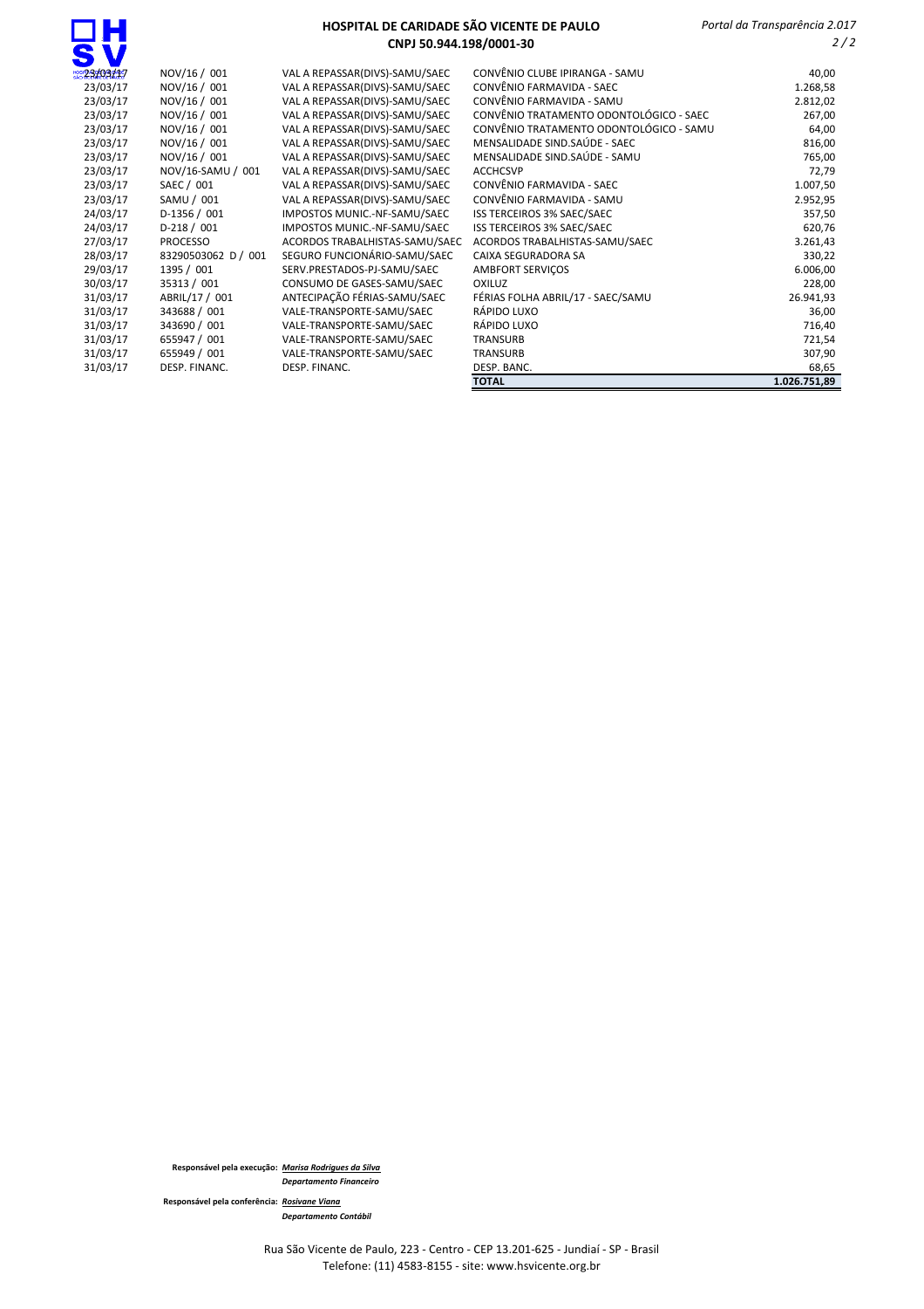**HOSPITAL DE CARIDADE SÃO VICENTE DE PAULO**
**CNPJ 50.944.198/0001-30**

*Portal da Transparência 2.017*

| | | | | |
|---|---|---|---|---|
| 23/03/17 | NOV/16 / 001 | VAL A REPASSAR(DIVS)-SAMU/SAEC | CONVÊNIO CLUBE IPIRANGA - SAMU | 40,00 |
| 23/03/17 | NOV/16 / 001 | VAL A REPASSAR(DIVS)-SAMU/SAEC | CONVÊNIO FARMAVIDA - SAEC | 1.268,58 |
| 23/03/17 | NOV/16 / 001 | VAL A REPASSAR(DIVS)-SAMU/SAEC | CONVÊNIO FARMAVIDA - SAMU | 2.812,02 |
| 23/03/17 | NOV/16 / 001 | VAL A REPASSAR(DIVS)-SAMU/SAEC | CONVÊNIO TRATAMENTO ODONTOLÓGICO - SAEC | 267,00 |
| 23/03/17 | NOV/16 / 001 | VAL A REPASSAR(DIVS)-SAMU/SAEC | CONVÊNIO TRATAMENTO ODONTOLÓGICO - SAMU | 64,00 |
| 23/03/17 | NOV/16 / 001 | VAL A REPASSAR(DIVS)-SAMU/SAEC | MENSALIDADE SIND.SAÚDE - SAEC | 816,00 |
| 23/03/17 | NOV/16 / 001 | VAL A REPASSAR(DIVS)-SAMU/SAEC | MENSALIDADE SIND.SAÚDE - SAMU | 765,00 |
| 23/03/17 | NOV/16-SAMU / 001 | VAL A REPASSAR(DIVS)-SAMU/SAEC | ACCHCSVP | 72,79 |
| 23/03/17 | SAEC / 001 | VAL A REPASSAR(DIVS)-SAMU/SAEC | CONVÊNIO FARMAVIDA - SAEC | 1.007,50 |
| 23/03/17 | SAMU / 001 | VAL A REPASSAR(DIVS)-SAMU/SAEC | CONVÊNIO FARMAVIDA - SAMU | 2.952,95 |
| 24/03/17 | D-1356 / 001 | IMPOSTOS MUNIC.-NF-SAMU/SAEC | ISS TERCEIROS 3% SAEC/SAEC | 357,50 |
| 24/03/17 | D-218 / 001 | IMPOSTOS MUNIC.-NF-SAMU/SAEC | ISS TERCEIROS 3% SAEC/SAEC | 620,76 |
| 27/03/17 | PROCESSO | ACORDOS TRABALHISTAS-SAMU/SAEC | ACORDOS TRABALHISTAS-SAMU/SAEC | 3.261,43 |
| 28/03/17 | 83290503062 D / 001 | SEGURO FUNCIONÁRIO-SAMU/SAEC | CAIXA SEGURADORA SA | 330,22 |
| 29/03/17 | 1395 / 001 | SERV.PRESTADOS-PJ-SAMU/SAEC | AMBFORT SERVIÇOS | 6.006,00 |
| 30/03/17 | 35313 / 001 | CONSUMO DE GASES-SAMU/SAEC | OXILUZ | 228,00 |
| 31/03/17 | ABRIL/17 / 001 | ANTECIPAÇÃO FÉRIAS-SAMU/SAEC | FÉRIAS FOLHA ABRIL/17 - SAEC/SAMU | 26.941,93 |
| 31/03/17 | 343688 / 001 | VALE-TRANSPORTE-SAMU/SAEC | RÁPIDO LUXO | 36,00 |
| 31/03/17 | 343690 / 001 | VALE-TRANSPORTE-SAMU/SAEC | RÁPIDO LUXO | 716,40 |
| 31/03/17 | 655947 / 001 | VALE-TRANSPORTE-SAMU/SAEC | TRANSURB | 721,54 |
| 31/03/17 | 655949 / 001 | VALE-TRANSPORTE-SAMU/SAEC | TRANSURB | 307,90 |
| 31/03/17 | DESP. FINANC. | DESP. FINANC. | DESP. BANC. | 68,65 |
| | | | **TOTAL** | **1.026.751,89** |

**Responsável pela execução:** ***Marisa Rodrigues da Silva***
***Departamento Financeiro***

**Responsável pela conferência:** ***Rosivane Viana***
***Departamento Contábil***

Rua São Vicente de Paulo, 223 - Centro - CEP 13.201-625 - Jundiaí - SP - Brasil
Telefone: (11) 4583-8155 - site: www.hsvicente.org.br